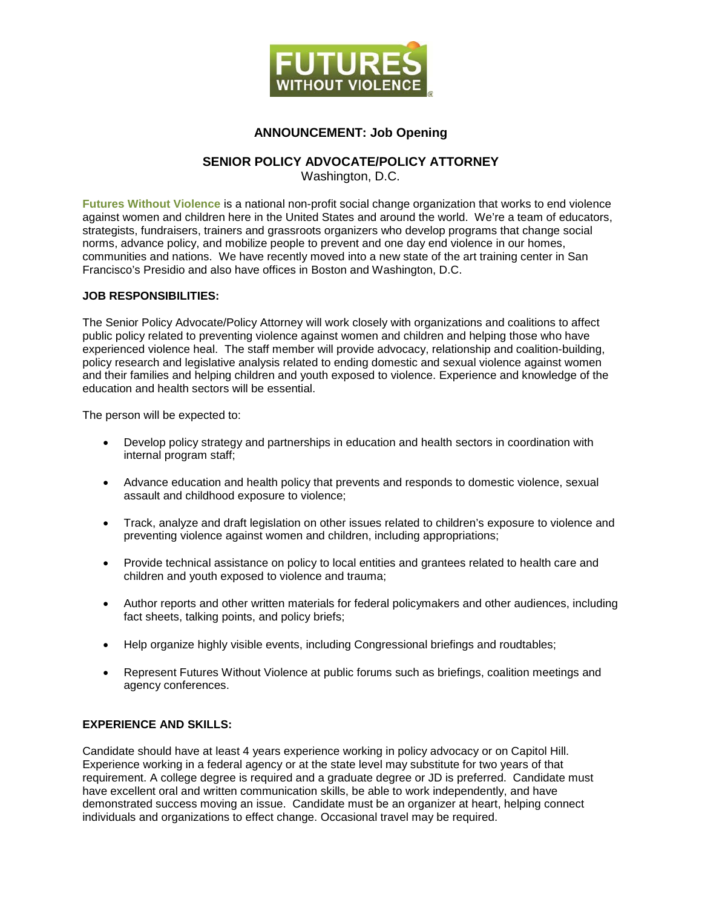**ANNOUNCEMENT: Job Opening**

## SENIOR POLICY ADVOCATE/POLICY ATTORNEY

Washington, D.C.

**Futures Without Violence** is a national non-profit social change organization that works to end violence against women and children here in the United States and around the world. We're a team of educators, strategists, fundraisers, trainers and grassroots organizers who develop programs that change social norms, advance policy, and mobilize people to prevent and one day end violence in our homes, communities and nations. We have recently moved into a new state of the art training center in San Francisco's Presidio and also have offices in Boston and Washington, D.C.

### JOB RESPONSIBILITIES:

The Senior Policy Advocate/Policy Attorney will work closely with organizations and coalitions to affect public policy related to preventing violence against women and children and helping those who have experienced violence heal. The staff member will provide advocacy, relationship and coalition-building, policy research and legislative analysis related to ending domestic and sexual violence against women and their families and helping children and youth exposed to violence. Experience and knowledge of the education and health sectors will be essential.

The person will be expected to:

- Develop policy strategy and partnerships in education and health sectors in coordination with internal program staff;
- Advance education and health policy that prevents and responds to domestic violence, sexual assault and childhood exposure to violence;
- Track, analyze and draft legislation on other issues related to children's exposure to violence and preventing violence against women and children, including appropriations;
- Provide technical assistance on policy to local entities and grantees related to health care and children and youth exposed to violence and trauma;
- Author reports and other written materials for federal policymakers and other audiences, including fact sheets, talking points, and policy briefs;
- Help organize highly visible events, including Congressional briefings and roudtables;
- Represent Futures Without Violence at public forums such as briefings, coalition meetings and agency conferences.

### EXPERIENCE AND SKILLS:

Candidate should have at least 4 years experience working in policy advocacy or on Capitol Hill. Experience working in a federal agency or at the state level may substitute for two years of that requirement. A college degree is required and a graduate degree or JD is preferred. Candidate must have excellent oral and written communication skills, be able to work independently, and have demonstrated success moving an issue. Candidate must be an organizer at heart, helping connect individuals and organizations to effect change. Occasional travel may be required.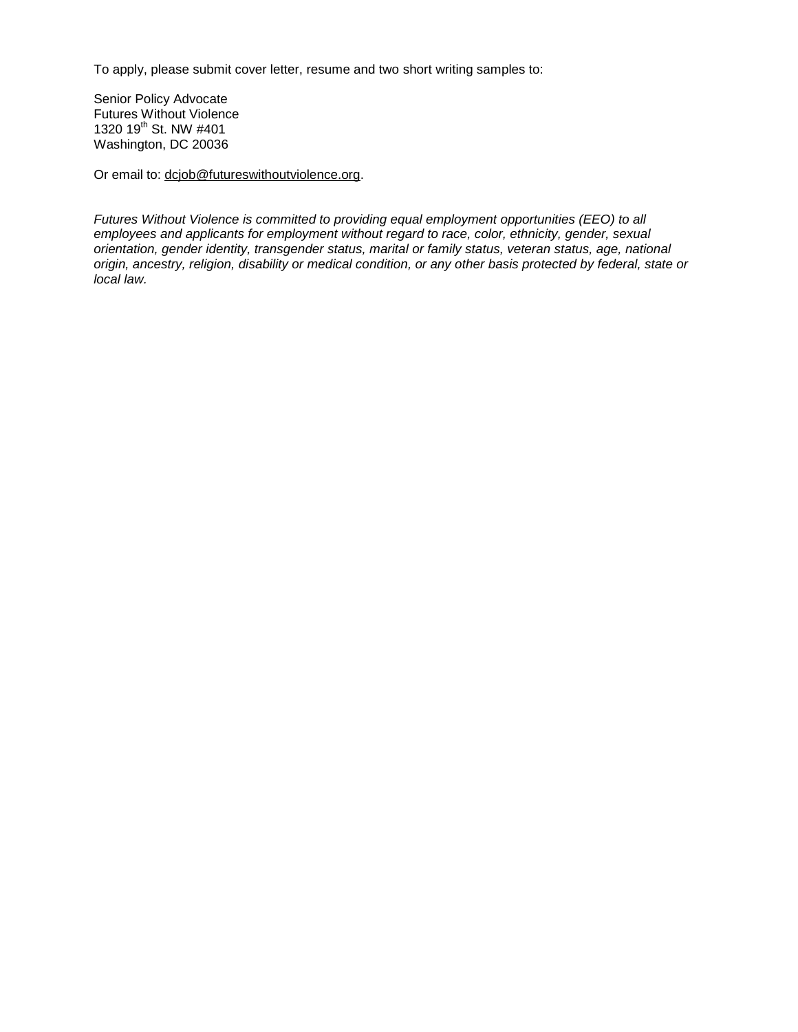To apply, please submit cover letter, resume and two short writing samples to:

Senior Policy Advocate
Futures Without Violence
1320 19th St. NW #401
Washington, DC 20036

Or email to: dcjob@futureswithoutviolence.org.

*Futures Without Violence is committed to providing equal employment opportunities (EEO) to all employees and applicants for employment without regard to race, color, ethnicity, gender, sexual orientation, gender identity, transgender status, marital or family status, veteran status, age, national origin, ancestry, religion, disability or medical condition, or any other basis protected by federal, state or local law.*